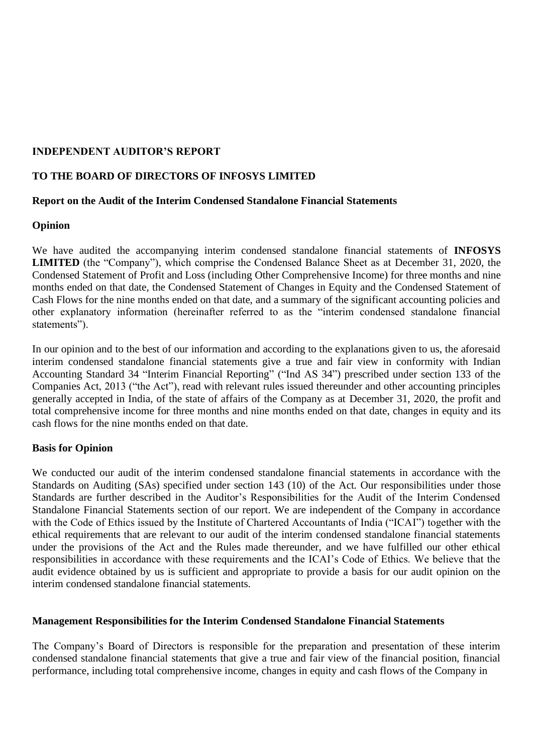# INDEPENDENT AUDITOR'S REPORT

## TO THE BOARD OF DIRECTORS OF INFOSYS LIMITED

### Report on the Audit of the Interim Condensed Standalone Financial Statements

### Opinion

We have audited the accompanying interim condensed standalone financial statements of **INFOSYS LIMITED** (the "Company"), which comprise the Condensed Balance Sheet as at December 31, 2020, the Condensed Statement of Profit and Loss (including Other Comprehensive Income) for three months and nine months ended on that date, the Condensed Statement of Changes in Equity and the Condensed Statement of Cash Flows for the nine months ended on that date, and a summary of the significant accounting policies and other explanatory information (hereinafter referred to as the "interim condensed standalone financial statements").

In our opinion and to the best of our information and according to the explanations given to us, the aforesaid interim condensed standalone financial statements give a true and fair view in conformity with Indian Accounting Standard 34 "Interim Financial Reporting" ("Ind AS 34") prescribed under section 133 of the Companies Act, 2013 ("the Act"), read with relevant rules issued thereunder and other accounting principles generally accepted in India, of the state of affairs of the Company as at December 31, 2020, the profit and total comprehensive income for three months and nine months ended on that date, changes in equity and its cash flows for the nine months ended on that date.

### Basis for Opinion

We conducted our audit of the interim condensed standalone financial statements in accordance with the Standards on Auditing (SAs) specified under section 143 (10) of the Act. Our responsibilities under those Standards are further described in the Auditor's Responsibilities for the Audit of the Interim Condensed Standalone Financial Statements section of our report. We are independent of the Company in accordance with the Code of Ethics issued by the Institute of Chartered Accountants of India ("ICAI") together with the ethical requirements that are relevant to our audit of the interim condensed standalone financial statements under the provisions of the Act and the Rules made thereunder, and we have fulfilled our other ethical responsibilities in accordance with these requirements and the ICAI's Code of Ethics. We believe that the audit evidence obtained by us is sufficient and appropriate to provide a basis for our audit opinion on the interim condensed standalone financial statements.

### Management Responsibilities for the Interim Condensed Standalone Financial Statements

The Company's Board of Directors is responsible for the preparation and presentation of these interim condensed standalone financial statements that give a true and fair view of the financial position, financial performance, including total comprehensive income, changes in equity and cash flows of the Company in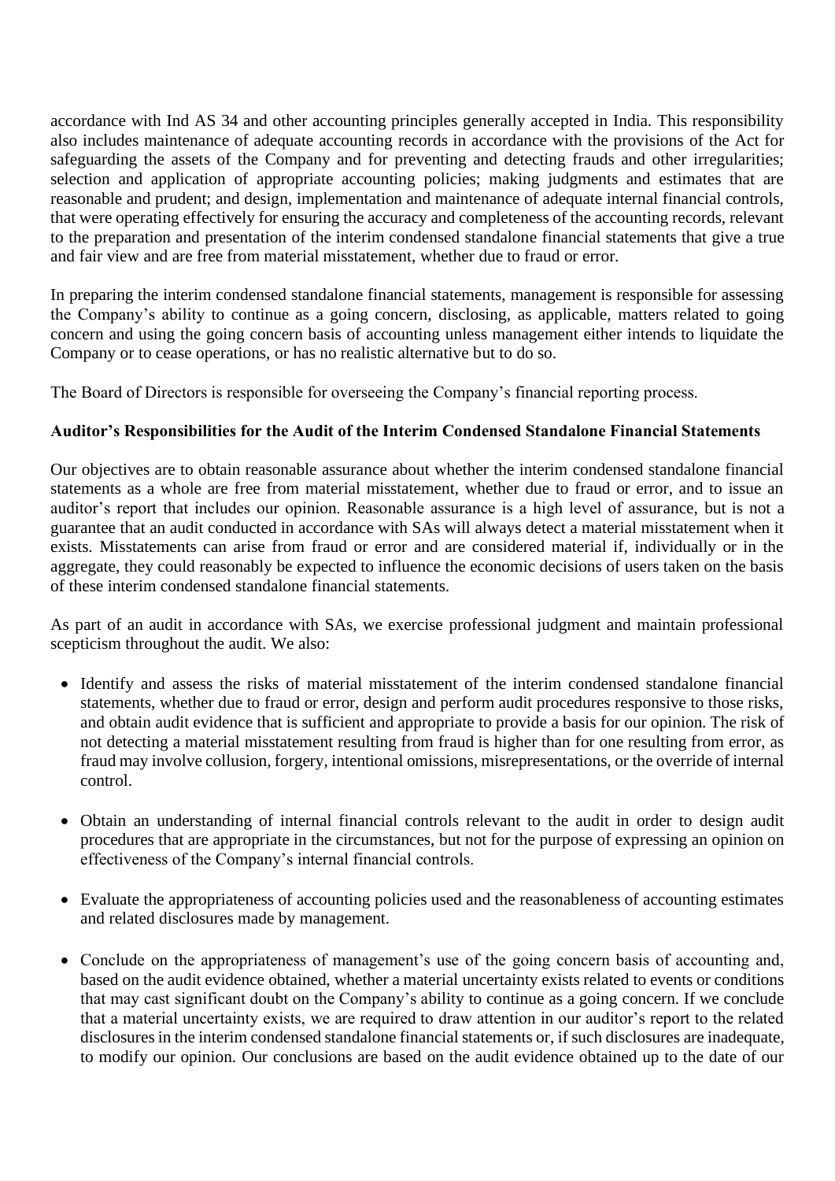accordance with Ind AS 34 and other accounting principles generally accepted in India. This responsibility also includes maintenance of adequate accounting records in accordance with the provisions of the Act for safeguarding the assets of the Company and for preventing and detecting frauds and other irregularities; selection and application of appropriate accounting policies; making judgments and estimates that are reasonable and prudent; and design, implementation and maintenance of adequate internal financial controls, that were operating effectively for ensuring the accuracy and completeness of the accounting records, relevant to the preparation and presentation of the interim condensed standalone financial statements that give a true and fair view and are free from material misstatement, whether due to fraud or error.

In preparing the interim condensed standalone financial statements, management is responsible for assessing the Company's ability to continue as a going concern, disclosing, as applicable, matters related to going concern and using the going concern basis of accounting unless management either intends to liquidate the Company or to cease operations, or has no realistic alternative but to do so.

The Board of Directors is responsible for overseeing the Company's financial reporting process.

**Auditor's Responsibilities for the Audit of the Interim Condensed Standalone Financial Statements**

Our objectives are to obtain reasonable assurance about whether the interim condensed standalone financial statements as a whole are free from material misstatement, whether due to fraud or error, and to issue an auditor's report that includes our opinion. Reasonable assurance is a high level of assurance, but is not a guarantee that an audit conducted in accordance with SAs will always detect a material misstatement when it exists. Misstatements can arise from fraud or error and are considered material if, individually or in the aggregate, they could reasonably be expected to influence the economic decisions of users taken on the basis of these interim condensed standalone financial statements.

As part of an audit in accordance with SAs, we exercise professional judgment and maintain professional scepticism throughout the audit. We also:

- Identify and assess the risks of material misstatement of the interim condensed standalone financial statements, whether due to fraud or error, design and perform audit procedures responsive to those risks, and obtain audit evidence that is sufficient and appropriate to provide a basis for our opinion. The risk of not detecting a material misstatement resulting from fraud is higher than for one resulting from error, as fraud may involve collusion, forgery, intentional omissions, misrepresentations, or the override of internal control.

- Obtain an understanding of internal financial controls relevant to the audit in order to design audit procedures that are appropriate in the circumstances, but not for the purpose of expressing an opinion on effectiveness of the Company's internal financial controls.

- Evaluate the appropriateness of accounting policies used and the reasonableness of accounting estimates and related disclosures made by management.

- Conclude on the appropriateness of management's use of the going concern basis of accounting and, based on the audit evidence obtained, whether a material uncertainty exists related to events or conditions that may cast significant doubt on the Company's ability to continue as a going concern. If we conclude that a material uncertainty exists, we are required to draw attention in our auditor's report to the related disclosures in the interim condensed standalone financial statements or, if such disclosures are inadequate, to modify our opinion. Our conclusions are based on the audit evidence obtained up to the date of our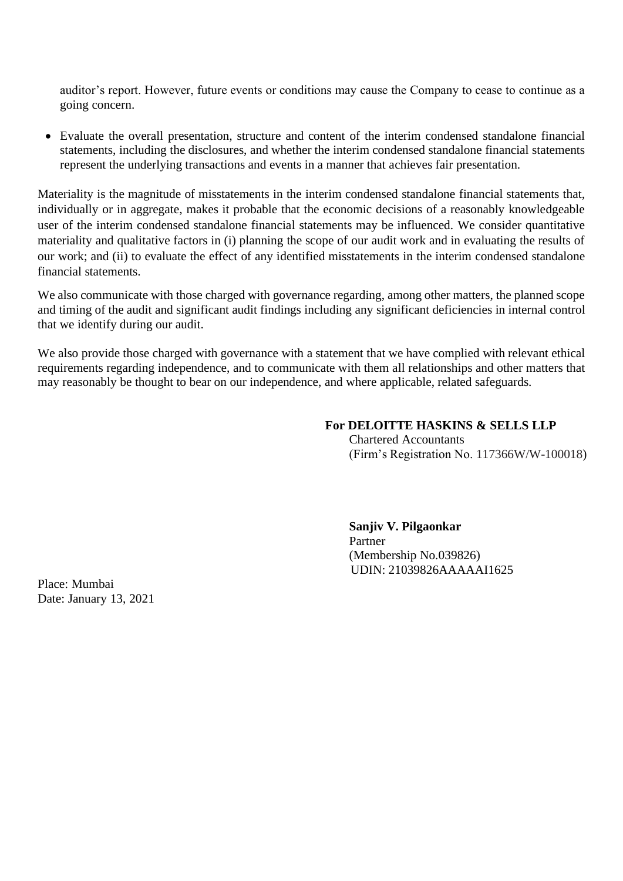auditor's report. However, future events or conditions may cause the Company to cease to continue as a going concern.

- Evaluate the overall presentation, structure and content of the interim condensed standalone financial statements, including the disclosures, and whether the interim condensed standalone financial statements represent the underlying transactions and events in a manner that achieves fair presentation.

Materiality is the magnitude of misstatements in the interim condensed standalone financial statements that, individually or in aggregate, makes it probable that the economic decisions of a reasonably knowledgeable user of the interim condensed standalone financial statements may be influenced. We consider quantitative materiality and qualitative factors in (i) planning the scope of our audit work and in evaluating the results of our work; and (ii) to evaluate the effect of any identified misstatements in the interim condensed standalone financial statements.

We also communicate with those charged with governance regarding, among other matters, the planned scope and timing of the audit and significant audit findings including any significant deficiencies in internal control that we identify during our audit.

We also provide those charged with governance with a statement that we have complied with relevant ethical requirements regarding independence, and to communicate with them all relationships and other matters that may reasonably be thought to bear on our independence, and where applicable, related safeguards.

**For DELOITTE HASKINS & SELLS LLP**
Chartered Accountants
(Firm's Registration No. 117366W/W-100018)

**Sanjiv V. Pilgaonkar**
Partner
(Membership No.039826)
UDIN: 21039826AAAAAI1625

Place: Mumbai
Date: January 13, 2021